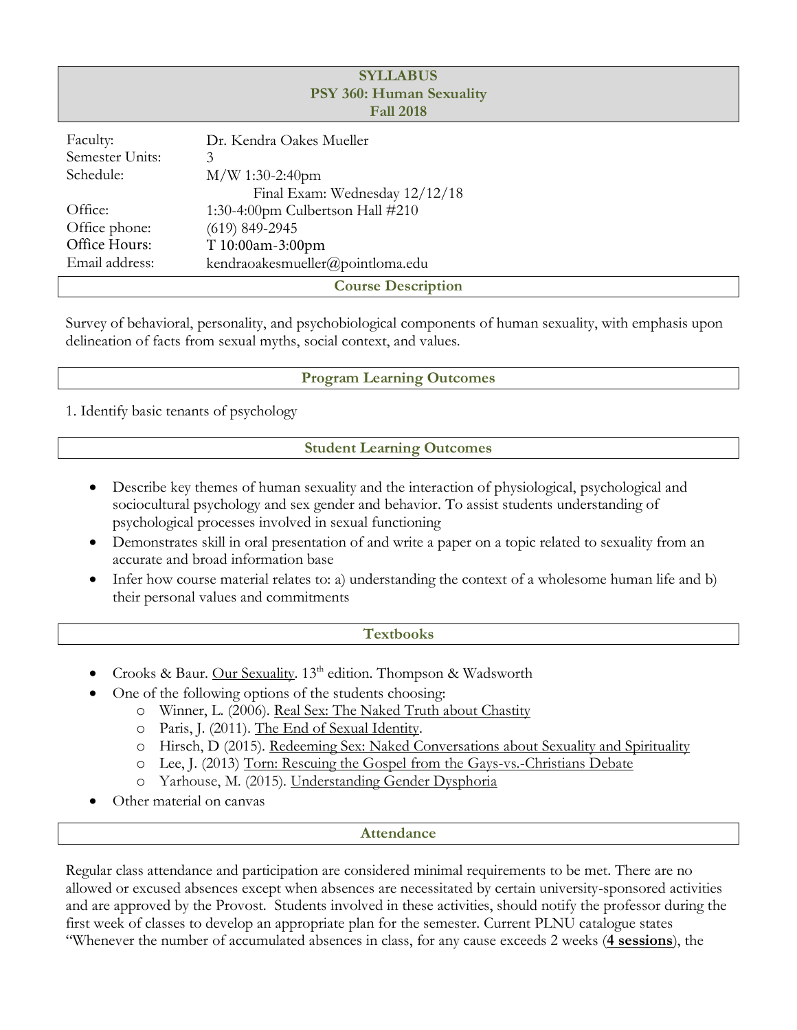# SYLLABUS
# PSY 360: Human Sexuality
# Fall 2018

| | |
|---|---|
| Faculty: | Dr. Kendra Oakes Mueller |
| Semester Units: | 3 |
| Schedule: | M/W 1:30-2:40pm |
| | Final Exam: Wednesday 12/12/18 |
| | 1:30-4:00pm |
| Office: | Culbertson Hall #210 |
| Office phone: | (619) 849-2945 |
| Office Hours: | T 10:00am-3:00pm |
| Email address: | kendraoakesmueller@pointloma.edu |

## Course Description

Survey of behavioral, personality, and psychobiological components of human sexuality, with emphasis upon delineation of facts from sexual myths, social context, and values.

## Program Learning Outcomes

1. Identify basic tenants of psychology

## Student Learning Outcomes

- Describe key themes of human sexuality and the interaction of physiological, psychological and sociocultural psychology and sex gender and behavior. To assist students understanding of psychological processes involved in sexual functioning
- Demonstrates skill in oral presentation of and write a paper on a topic related to sexuality from an accurate and broad information base
- Infer how course material relates to: a) understanding the context of a wholesome human life and b) their personal values and commitments

## Textbooks

- Crooks & Baur. Our Sexuality. 13th edition. Thompson & Wadsworth
- One of the following options of the students choosing:
  - Winner, L. (2006). Real Sex: The Naked Truth about Chastity
  - Paris, J. (2011). The End of Sexual Identity.
  - Hirsch, D (2015). Redeeming Sex: Naked Conversations about Sexuality and Spirituality
  - Lee, J. (2013) Torn: Rescuing the Gospel from the Gays-vs.-Christians Debate
  - Yarhouse, M. (2015). Understanding Gender Dysphoria
- Other material on canvas

## Attendance

Regular class attendance and participation are considered minimal requirements to be met. There are no allowed or excused absences except when absences are necessitated by certain university-sponsored activities and are approved by the Provost. Students involved in these activities, should notify the professor during the first week of classes to develop an appropriate plan for the semester. Current PLNU catalogue states "Whenever the number of accumulated absences in class, for any cause exceeds 2 weeks (**4 sessions**), the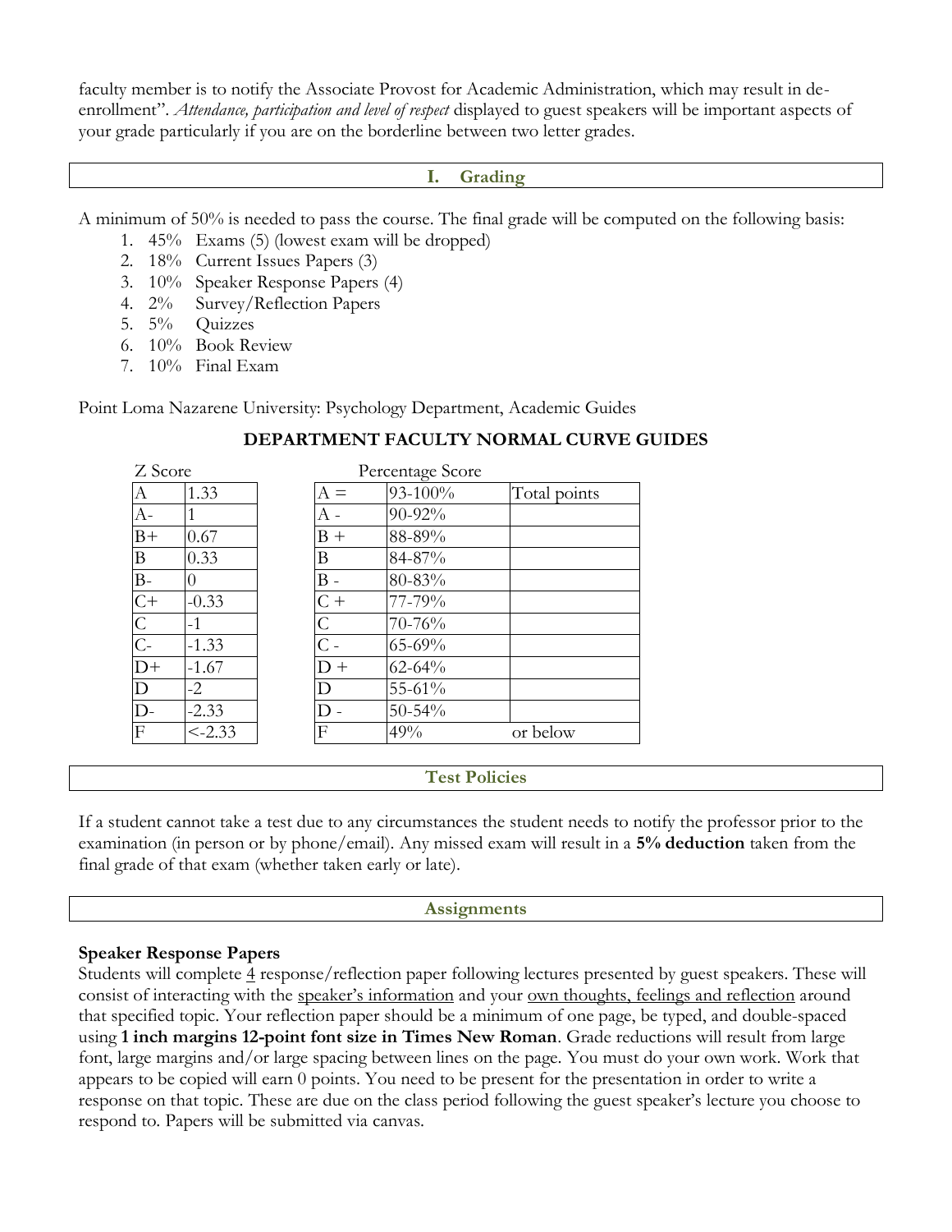faculty member is to notify the Associate Provost for Academic Administration, which may result in de-enrollment". *Attendance, participation and level of respect* displayed to guest speakers will be important aspects of your grade particularly if you are on the borderline between two letter grades.

## I. Grading

A minimum of 50% is needed to pass the course. The final grade will be computed on the following basis:

1. 45% Exams (5) (lowest exam will be dropped)
2. 18% Current Issues Papers (3)
3. 10% Speaker Response Papers (4)
4. 2% Survey/Reflection Papers
5. 5% Quizzes
6. 10% Book Review
7. 10% Final Exam

Point Loma Nazarene University: Psychology Department, Academic Guides

**DEPARTMENT FACULTY NORMAL CURVE GUIDES**

Z Score

| | |
|---|---|
| A | 1.33 |
| A- | 1 |
| B+ | 0.67 |
| B | 0.33 |
| B- | 0 |
| C+ | -0.33 |
| C | -1 |
| C- | -1.33 |
| D+ | -1.67 |
| D | -2 |
| D- | -2.33 |
| F | <-2.33 |

Percentage Score

| | | |
|---|---|---|
| A = | 93-100% | Total points |
| A - | 90-92% | |
| B + | 88-89% | |
| B | 84-87% | |
| B - | 80-83% | |
| C + | 77-79% | |
| C | 70-76% | |
| C - | 65-69% | |
| D + | 62-64% | |
| D | 55-61% | |
| D - | 50-54% | |
| F | 49% | or below |

## Test Policies

If a student cannot take a test due to any circumstances the student needs to notify the professor prior to the examination (in person or by phone/email). Any missed exam will result in a **5% deduction** taken from the final grade of that exam (whether taken early or late).

## Assignments

**Speaker Response Papers**

Students will complete 4 response/reflection paper following lectures presented by guest speakers. These will consist of interacting with the speaker's information and your own thoughts, feelings and reflection around that specified topic. Your reflection paper should be a minimum of one page, be typed, and double-spaced using **1 inch margins 12-point font size in Times New Roman**. Grade reductions will result from large font, large margins and/or large spacing between lines on the page. You must do your own work. Work that appears to be copied will earn 0 points. You need to be present for the presentation in order to write a response on that topic. These are due on the class period following the guest speaker's lecture you choose to respond to. Papers will be submitted via canvas.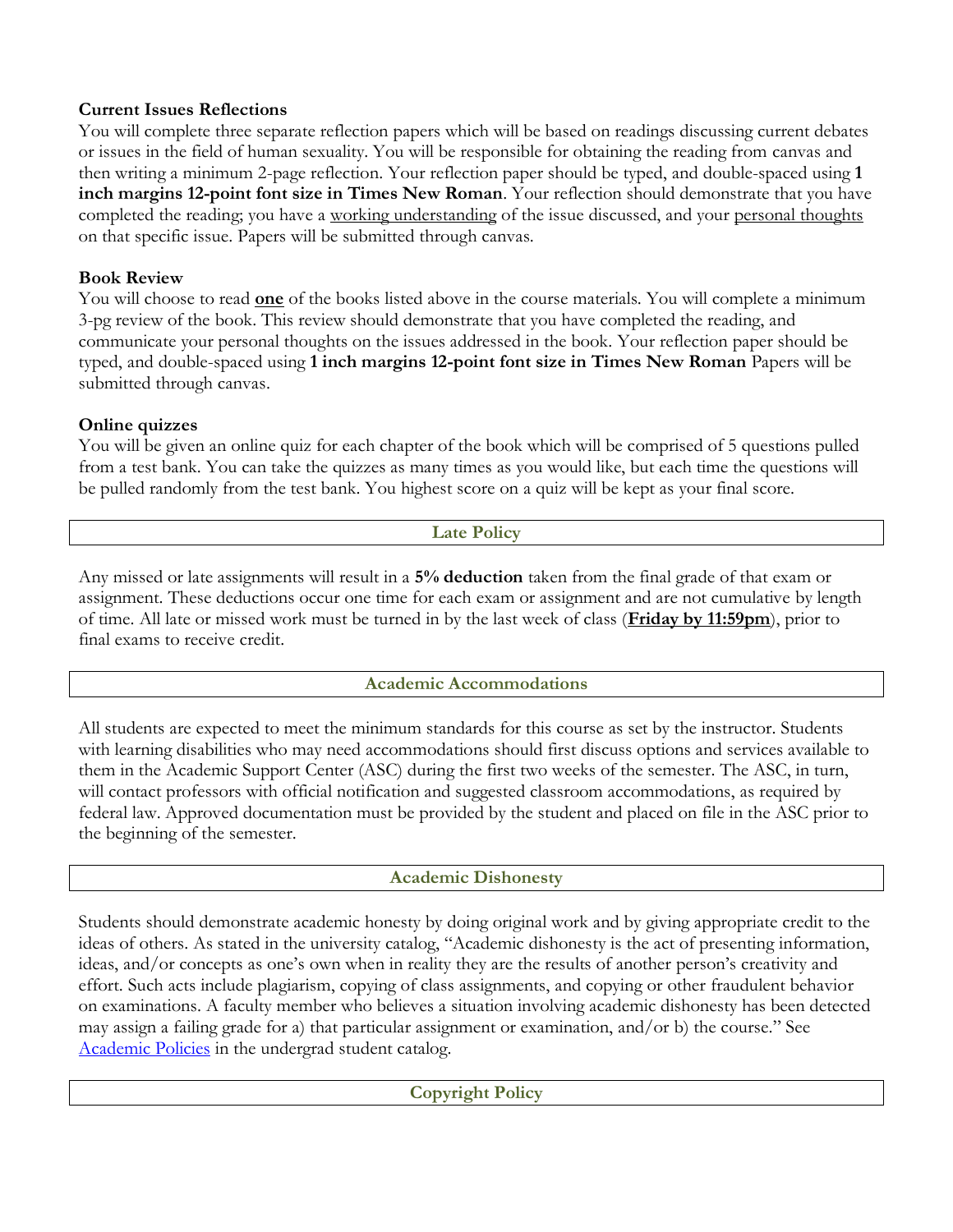**Current Issues Reflections**

You will complete three separate reflection papers which will be based on readings discussing current debates or issues in the field of human sexuality. You will be responsible for obtaining the reading from canvas and then writing a minimum 2-page reflection. Your reflection paper should be typed, and double-spaced using **1 inch margins 12-point font size in Times New Roman**. Your reflection should demonstrate that you have completed the reading; you have a working understanding of the issue discussed, and your personal thoughts on that specific issue. Papers will be submitted through canvas.

**Book Review**

You will choose to read **one** of the books listed above in the course materials. You will complete a minimum 3-pg review of the book. This review should demonstrate that you have completed the reading, and communicate your personal thoughts on the issues addressed in the book. Your reflection paper should be typed, and double-spaced using **1 inch margins 12-point font size in Times New Roman** Papers will be submitted through canvas.

**Online quizzes**

You will be given an online quiz for each chapter of the book which will be comprised of 5 questions pulled from a test bank. You can take the quizzes as many times as you would like, but each time the questions will be pulled randomly from the test bank. You highest score on a quiz will be kept as your final score.

## Late Policy

Any missed or late assignments will result in a **5% deduction** taken from the final grade of that exam or assignment. These deductions occur one time for each exam or assignment and are not cumulative by length of time. All late or missed work must be turned in by the last week of class (**Friday by 11:59pm**), prior to final exams to receive credit.

## Academic Accommodations

All students are expected to meet the minimum standards for this course as set by the instructor. Students with learning disabilities who may need accommodations should first discuss options and services available to them in the Academic Support Center (ASC) during the first two weeks of the semester. The ASC, in turn, will contact professors with official notification and suggested classroom accommodations, as required by federal law. Approved documentation must be provided by the student and placed on file in the ASC prior to the beginning of the semester.

## Academic Dishonesty

Students should demonstrate academic honesty by doing original work and by giving appropriate credit to the ideas of others. As stated in the university catalog, "Academic dishonesty is the act of presenting information, ideas, and/or concepts as one's own when in reality they are the results of another person's creativity and effort. Such acts include plagiarism, copying of class assignments, and copying or other fraudulent behavior on examinations. A faculty member who believes a situation involving academic dishonesty has been detected may assign a failing grade for a) that particular assignment or examination, and/or b) the course." See Academic Policies in the undergrad student catalog.

## Copyright Policy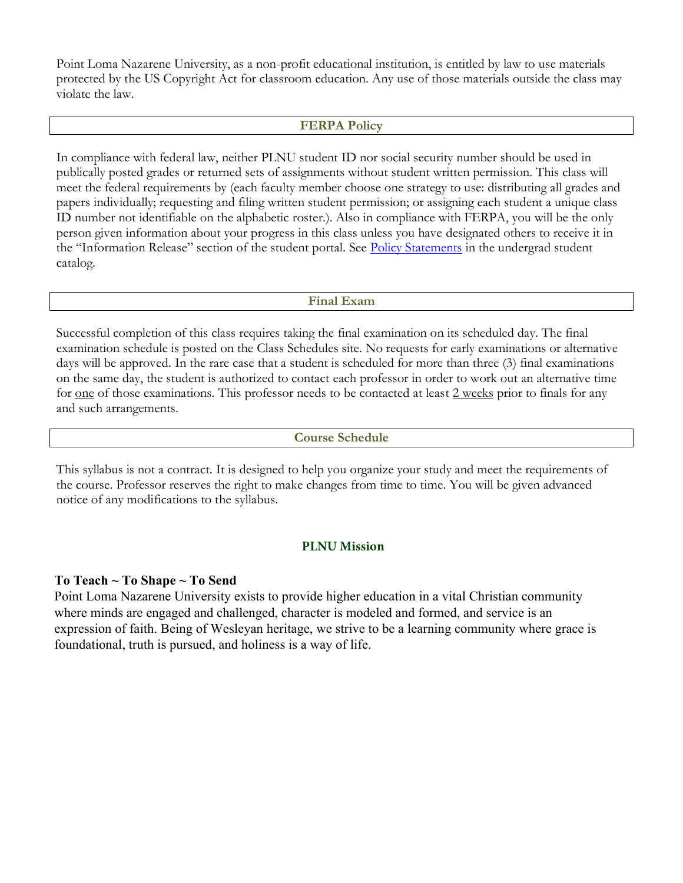Point Loma Nazarene University, as a non-profit educational institution, is entitled by law to use materials protected by the US Copyright Act for classroom education. Any use of those materials outside the class may violate the law.

## FERPA Policy

In compliance with federal law, neither PLNU student ID nor social security number should be used in publically posted grades or returned sets of assignments without student written permission. This class will meet the federal requirements by (each faculty member choose one strategy to use: distributing all grades and papers individually; requesting and filing written student permission; or assigning each student a unique class ID number not identifiable on the alphabetic roster.). Also in compliance with FERPA, you will be the only person given information about your progress in this class unless you have designated others to receive it in the "Information Release" section of the student portal. See [Policy Statements]() in the undergrad student catalog.

## Final Exam

Successful completion of this class requires taking the final examination on its scheduled day. The final examination schedule is posted on the Class Schedules site. No requests for early examinations or alternative days will be approved. In the rare case that a student is scheduled for more than three (3) final examinations on the same day, the student is authorized to contact each professor in order to work out an alternative time for <u>one</u> of those examinations. This professor needs to be contacted at least <u>2 weeks</u> prior to finals for any and such arrangements.

## Course Schedule

This syllabus is not a contract. It is designed to help you organize your study and meet the requirements of the course. Professor reserves the right to make changes from time to time. You will be given advanced notice of any modifications to the syllabus.

## PLNU Mission

**To Teach ~ To Shape ~ To Send**

Point Loma Nazarene University exists to provide higher education in a vital Christian community where minds are engaged and challenged, character is modeled and formed, and service is an expression of faith. Being of Wesleyan heritage, we strive to be a learning community where grace is foundational, truth is pursued, and holiness is a way of life.